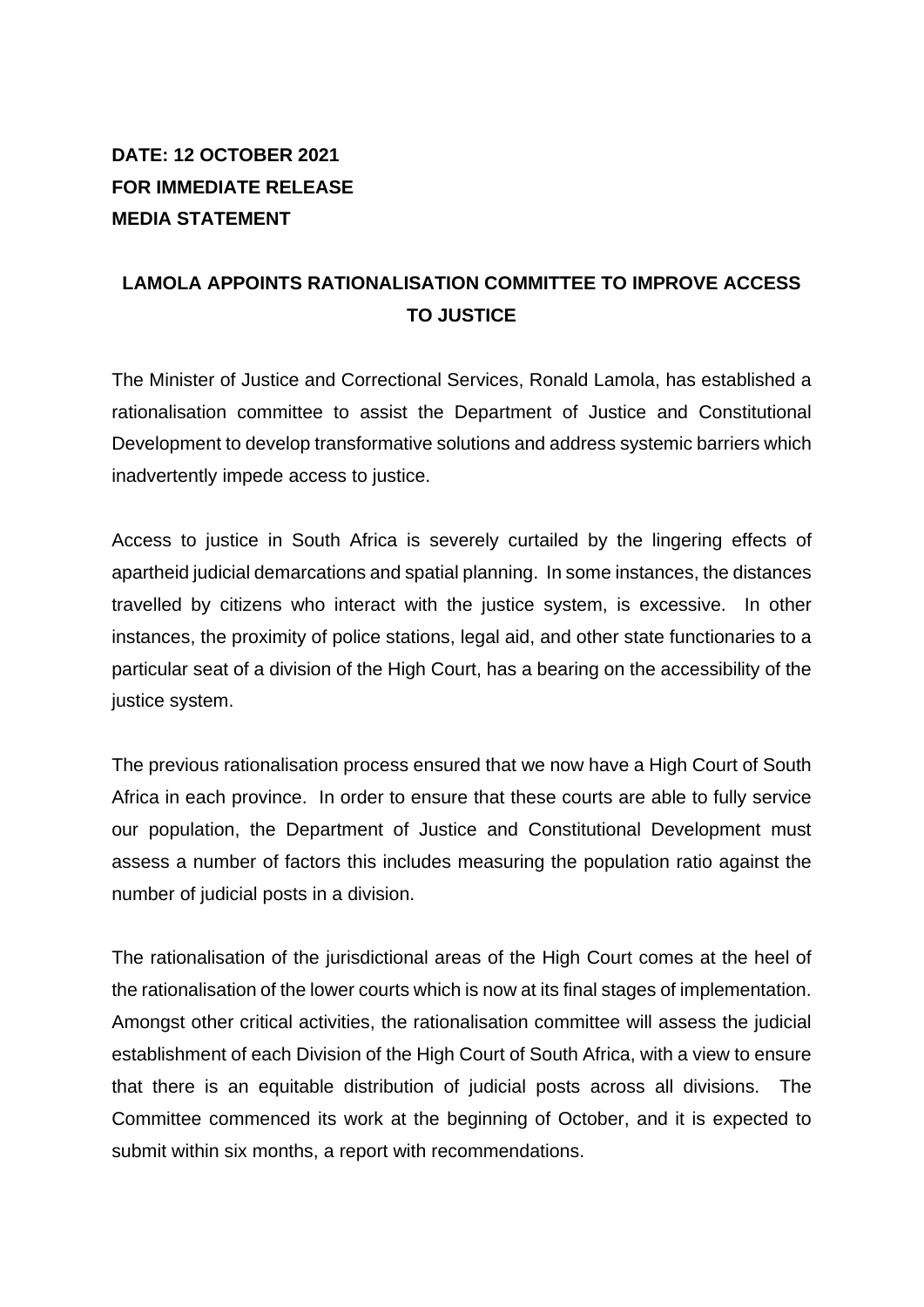**DATE: 12 OCTOBER 2021**
**FOR IMMEDIATE RELEASE**
**MEDIA STATEMENT**

## LAMOLA APPOINTS RATIONALISATION COMMITTEE TO IMPROVE ACCESS TO JUSTICE

The Minister of Justice and Correctional Services, Ronald Lamola, has established a rationalisation committee to assist the Department of Justice and Constitutional Development to develop transformative solutions and address systemic barriers which inadvertently impede access to justice.

Access to justice in South Africa is severely curtailed by the lingering effects of apartheid judicial demarcations and spatial planning. In some instances, the distances travelled by citizens who interact with the justice system, is excessive. In other instances, the proximity of police stations, legal aid, and other state functionaries to a particular seat of a division of the High Court, has a bearing on the accessibility of the justice system.

The previous rationalisation process ensured that we now have a High Court of South Africa in each province. In order to ensure that these courts are able to fully service our population, the Department of Justice and Constitutional Development must assess a number of factors this includes measuring the population ratio against the number of judicial posts in a division.

The rationalisation of the jurisdictional areas of the High Court comes at the heel of the rationalisation of the lower courts which is now at its final stages of implementation. Amongst other critical activities, the rationalisation committee will assess the judicial establishment of each Division of the High Court of South Africa, with a view to ensure that there is an equitable distribution of judicial posts across all divisions. The Committee commenced its work at the beginning of October, and it is expected to submit within six months, a report with recommendations.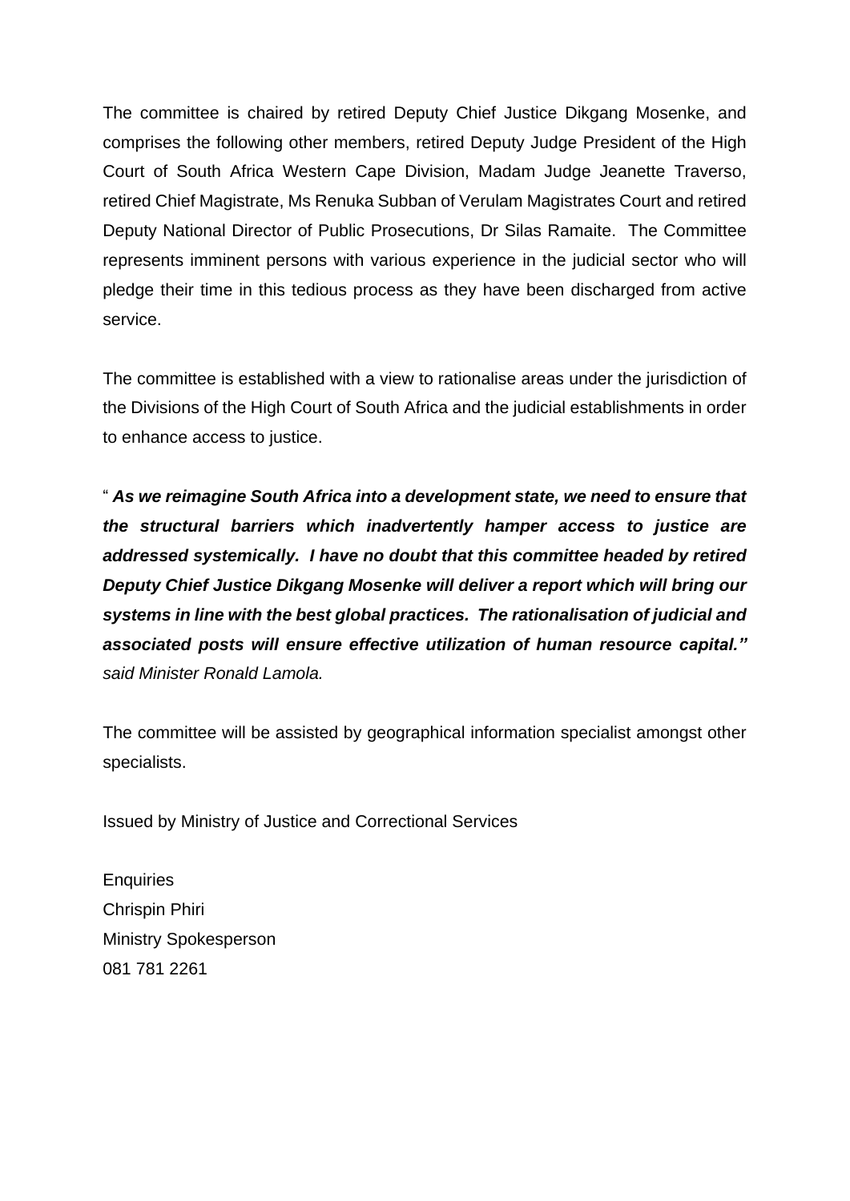The committee is chaired by retired Deputy Chief Justice Dikgang Mosenke, and comprises the following other members, retired Deputy Judge President of the High Court of South Africa Western Cape Division, Madam Judge Jeanette Traverso, retired Chief Magistrate, Ms Renuka Subban of Verulam Magistrates Court and retired Deputy National Director of Public Prosecutions, Dr Silas Ramaite. The Committee represents imminent persons with various experience in the judicial sector who will pledge their time in this tedious process as they have been discharged from active service.

The committee is established with a view to rationalise areas under the jurisdiction of the Divisions of the High Court of South Africa and the judicial establishments in order to enhance access to justice.

" ***As we reimagine South Africa into a development state, we need to ensure that the structural barriers which inadvertently hamper access to justice are addressed systemically. I have no doubt that this committee headed by retired Deputy Chief Justice Dikgang Mosenke will deliver a report which will bring our systems in line with the best global practices. The rationalisation of judicial and associated posts will ensure effective utilization of human resource capital."*** *said Minister Ronald Lamola.*

The committee will be assisted by geographical information specialist amongst other specialists.

Issued by Ministry of Justice and Correctional Services

Enquiries
Chrispin Phiri
Ministry Spokesperson
081 781 2261